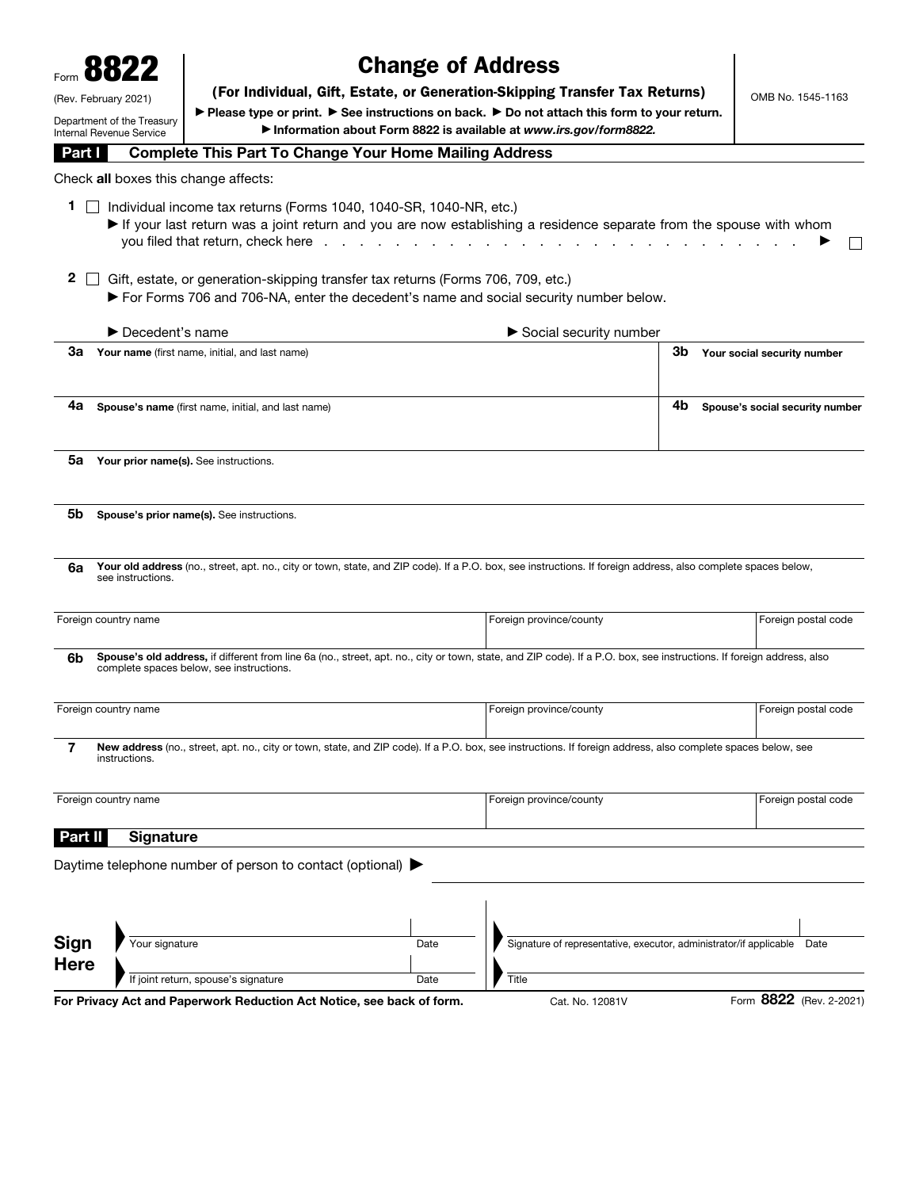Form **8822**

(Rev. February 2021)

Department of the Treasury
Internal Revenue Service

# Change of Address

**(For Individual, Gift, Estate, or Generation-Skipping Transfer Tax Returns)**

▶ **Please type or print.** ▶ **See instructions on back.** ▶ **Do not attach this form to your return.**

▶ **Information about Form 8822 is available at** ***www.irs.gov/form8822.***

OMB No. 1545-1163

## Part I Complete This Part To Change Your Home Mailing Address

Check **all** boxes this change affects:

**1** ☐ Individual income tax returns (Forms 1040, 1040-SR, 1040-NR, etc.)

▶ If your last return was a joint return and you are now establishing a residence separate from the spouse with whom you filed that return, check here . . . . . . . . . . . . . . . . . . . . . . . . . . . . ▶ ☐

**2** ☐ Gift, estate, or generation-skipping transfer tax returns (Forms 706, 709, etc.)

▶ For Forms 706 and 706-NA, enter the decedent's name and social security number below.

▶ Decedent's name ▶ Social security number

| | |
|---|---|
| **3a Your name** (first name, initial, and last name) | **3b Your social security number** |
| **4a Spouse's name** (first name, initial, and last name) | **4b Spouse's social security number** |

**5a Your prior name(s).** See instructions.

**5b Spouse's prior name(s).** See instructions.

**6a Your old address** (no., street, apt. no., city or town, state, and ZIP code). If a P.O. box, see instructions. If foreign address, also complete spaces below, see instructions.

| Foreign country name | Foreign province/county | Foreign postal code |
|---|---|---|
| | | |

**6b Spouse's old address,** if different from line 6a (no., street, apt. no., city or town, state, and ZIP code). If a P.O. box, see instructions. If foreign address, also complete spaces below, see instructions.

| Foreign country name | Foreign province/county | Foreign postal code |
|---|---|---|
| | | |

**7 New address** (no., street, apt. no., city or town, state, and ZIP code). If a P.O. box, see instructions. If foreign address, also complete spaces below, see instructions.

| Foreign country name | Foreign province/county | Foreign postal code |
|---|---|---|
| | | |

## Part II Signature

Daytime telephone number of person to contact (optional) ▶

**Sign Here**

| | | | |
|---|---|---|---|
| Your signature | Date | Signature of representative, executor, administrator/if applicable | Date |
| If joint return, spouse's signature | Date | Title | |

**For Privacy Act and Paperwork Reduction Act Notice, see back of form.** Cat. No. 12081V Form **8822** (Rev. 2-2021)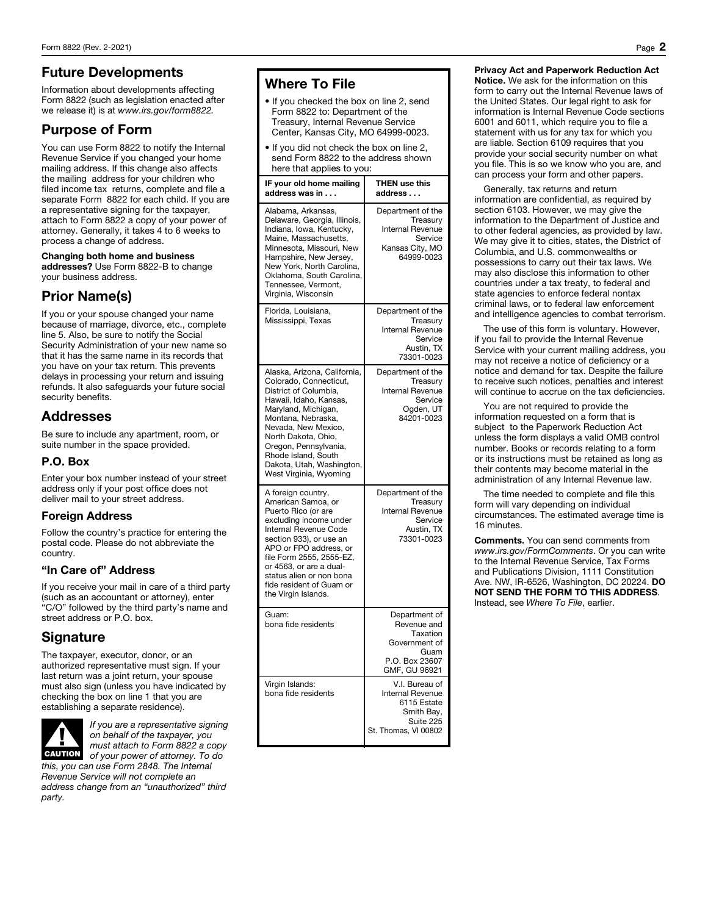## Future Developments

Information about developments affecting Form 8822 (such as legislation enacted after we release it) is at *www.irs.gov/form8822.*

## Purpose of Form

You can use Form 8822 to notify the Internal Revenue Service if you changed your home mailing address. If this change also affects the mailing address for your children who filed income tax returns, complete and file a separate Form 8822 for each child. If you are a representative signing for the taxpayer, attach to Form 8822 a copy of your power of attorney. Generally, it takes 4 to 6 weeks to process a change of address.

**Changing both home and business addresses?** Use Form 8822-B to change your business address.

## Prior Name(s)

If you or your spouse changed your name because of marriage, divorce, etc., complete line 5. Also, be sure to notify the Social Security Administration of your new name so that it has the same name in its records that you have on your tax return. This prevents delays in processing your return and issuing refunds. It also safeguards your future social security benefits.

## Addresses

Be sure to include any apartment, room, or suite number in the space provided.

### P.O. Box

Enter your box number instead of your street address only if your post office does not deliver mail to your street address.

### Foreign Address

Follow the country's practice for entering the postal code. Please do not abbreviate the country.

### "In Care of" Address

If you receive your mail in care of a third party (such as an accountant or attorney), enter "C/O" followed by the third party's name and street address or P.O. box.

## Signature

The taxpayer, executor, donor, or an authorized representative must sign. If your last return was a joint return, your spouse must also sign (unless you have indicated by checking the box on line 1 that you are establishing a separate residence).

**CAUTION** *If you are a representative signing on behalf of the taxpayer, you must attach to Form 8822 a copy of your power of attorney. To do this, you can use Form 2848. The Internal Revenue Service will not complete an address change from an "unauthorized" third party.*

## Where To File

- If you checked the box on line 2, send Form 8822 to: Department of the Treasury, Internal Revenue Service Center, Kansas City, MO 64999-0023.
- If you did not check the box on line 2, send Form 8822 to the address shown here that applies to you:

| IF your old home mailing address was in . . . | THEN use this address . . . |
|---|---|
| Alabama, Arkansas, Delaware, Georgia, Illinois, Indiana, Iowa, Kentucky, Maine, Massachusetts, Minnesota, Missouri, New Hampshire, New Jersey, New York, North Carolina, Oklahoma, South Carolina, Tennessee, Vermont, Virginia, Wisconsin | Department of the Treasury Internal Revenue Service Kansas City, MO 64999-0023 |
| Florida, Louisiana, Mississippi, Texas | Department of the Treasury Internal Revenue Service Austin, TX 73301-0023 |
| Alaska, Arizona, California, Colorado, Connecticut, District of Columbia, Hawaii, Idaho, Kansas, Maryland, Michigan, Montana, Nebraska, Nevada, New Mexico, North Dakota, Ohio, Oregon, Pennsylvania, Rhode Island, South Dakota, Utah, Washington, West Virginia, Wyoming | Department of the Treasury Internal Revenue Service Ogden, UT 84201-0023 |
| A foreign country, American Samoa, or Puerto Rico (or are excluding income under Internal Revenue Code section 933), or use an APO or FPO address, or file Form 2555, 2555-EZ, or 4563, or are a dual-status alien or non bona fide resident of Guam or the Virgin Islands. | Department of the Treasury Internal Revenue Service Austin, TX 73301-0023 |
| Guam: bona fide residents | Department of Revenue and Taxation Government of Guam P.O. Box 23607 GMF, GU 96921 |
| Virgin Islands: bona fide residents | V.I. Bureau of Internal Revenue 6115 Estate Smith Bay, Suite 225 St. Thomas, VI 00802 |

**Privacy Act and Paperwork Reduction Act Notice.** We ask for the information on this form to carry out the Internal Revenue laws of the United States. Our legal right to ask for information is Internal Revenue Code sections 6001 and 6011, which require you to file a statement with us for any tax for which you are liable. Section 6109 requires that you provide your social security number on what you file. This is so we know who you are, and can process your form and other papers.

Generally, tax returns and return information are confidential, as required by section 6103. However, we may give the information to the Department of Justice and to other federal agencies, as provided by law. We may give it to cities, states, the District of Columbia, and U.S. commonwealths or possessions to carry out their tax laws. We may also disclose this information to other countries under a tax treaty, to federal and state agencies to enforce federal nontax criminal laws, or to federal law enforcement and intelligence agencies to combat terrorism.

The use of this form is voluntary. However, if you fail to provide the Internal Revenue Service with your current mailing address, you may not receive a notice of deficiency or a notice and demand for tax. Despite the failure to receive such notices, penalties and interest will continue to accrue on the tax deficiencies.

You are not required to provide the information requested on a form that is subject to the Paperwork Reduction Act unless the form displays a valid OMB control number. Books or records relating to a form or its instructions must be retained as long as their contents may become material in the administration of any Internal Revenue law.

The time needed to complete and file this form will vary depending on individual circumstances. The estimated average time is 16 minutes.

**Comments.** You can send comments from *www.irs.gov/FormComments*. Or you can write to the Internal Revenue Service, Tax Forms and Publications Division, 1111 Constitution Ave. NW, IR-6526, Washington, DC 20224. **DO NOT SEND THE FORM TO THIS ADDRESS**. Instead, see *Where To File*, earlier.